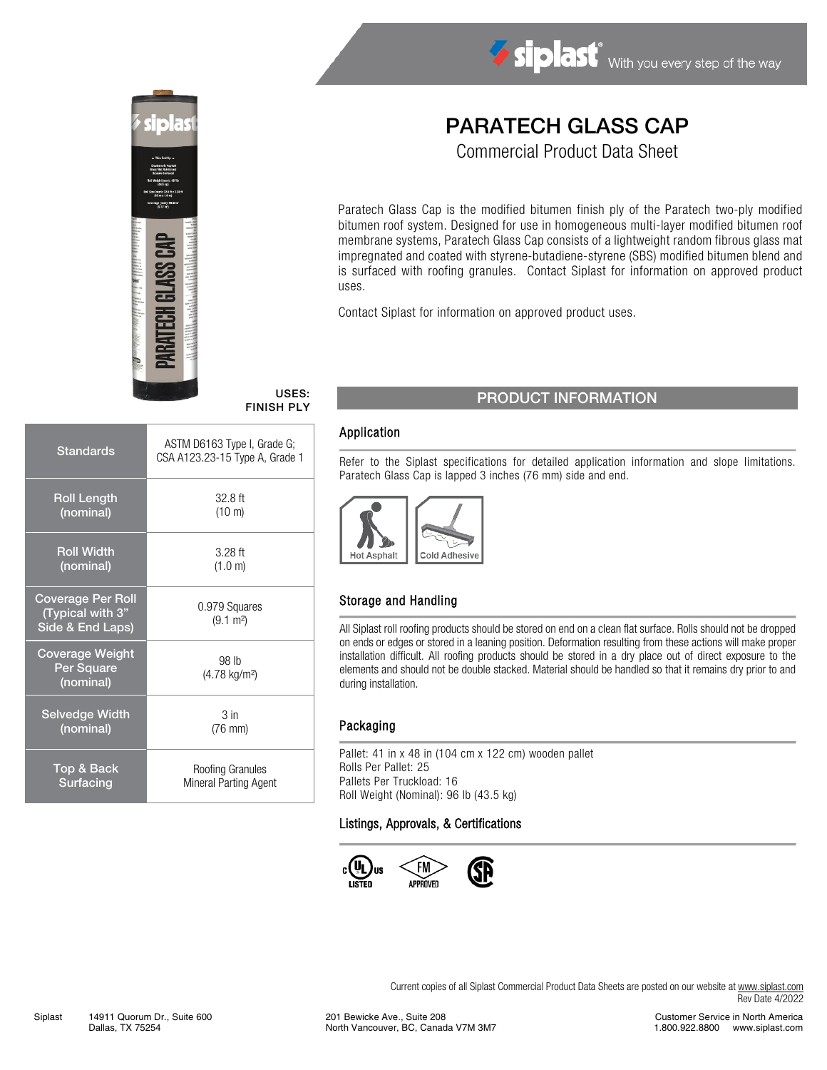# PARATECH GLASS CAP

## Commercial Product Data Sheet

Paratech Glass Cap is the modified bitumen finish ply of the Paratech two-ply modified bitumen roof system. Designed for use in homogeneous multi-layer modified bitumen roof membrane systems, Paratech Glass Cap consists of a lightweight random fibrous glass mat impregnated and coated with styrene-butadiene-styrene (SBS) modified bitumen blend and is surfaced with roofing granules. Contact Siplast for information on approved product uses.

Contact Siplast for information on approved product uses.

**USES:**
**FINISH PLY**

| | |
|---|---|
| Standards | ASTM D6163 Type I, Grade G; CSA A123.23-15 Type A, Grade 1 |
| Roll Length (nominal) | 32.8 ft (10 m) |
| Roll Width (nominal) | 3.28 ft (1.0 m) |
| Coverage Per Roll (Typical with 3" Side & End Laps) | 0.979 Squares (9.1 m²) |
| Coverage Weight Per Square (nominal) | 98 lb (4.78 kg/m²) |
| Selvedge Width (nominal) | 3 in (76 mm) |
| Top & Back Surfacing | Roofing Granules Mineral Parting Agent |

## PRODUCT INFORMATION

### Application

Refer to the Siplast specifications for detailed application information and slope limitations. Paratech Glass Cap is lapped 3 inches (76 mm) side and end.

Hot Asphalt | Cold Adhesive

### Storage and Handling

All Siplast roll roofing products should be stored on end on a clean flat surface. Rolls should not be dropped on ends or edges or stored in a leaning position. Deformation resulting from these actions will make proper installation difficult. All roofing products should be stored in a dry place out of direct exposure to the elements and should not be double stacked. Material should be handled so that it remains dry prior to and during installation.

### Packaging

Pallet: 41 in x 48 in (104 cm x 122 cm) wooden pallet
Rolls Per Pallet: 25
Pallets Per Truckload: 16
Roll Weight (Nominal): 96 lb (43.5 kg)

### Listings, Approvals, & Certifications

c UL us LISTED | FM APPROVED | SP

Current copies of all Siplast Commercial Product Data Sheets are posted on our website at www.siplast.com
Rev Date 4/2022

Siplast 14911 Quorum Dr., Suite 600 Dallas, TX 75254 | 201 Bewicke Ave., Suite 208 North Vancouver, BC, Canada V7M 3M7 | Customer Service in North America 1.800.922.8800 www.siplast.com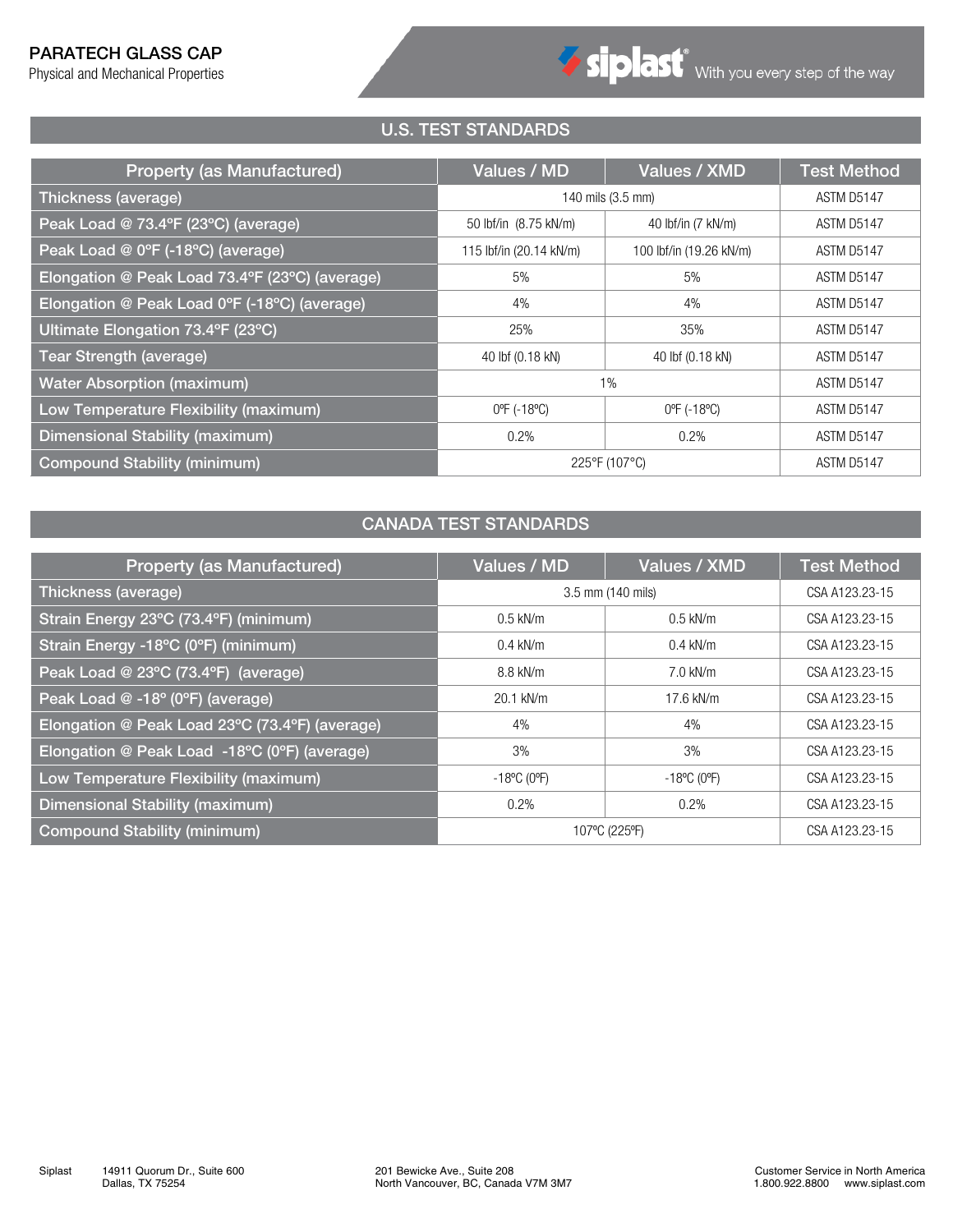# PARATECH GLASS CAP

Physical and Mechanical Properties

## U.S. TEST STANDARDS

| Property (as Manufactured) | Values / MD | Values / XMD | Test Method |
|---|---|---|---|
| Thickness (average) | 140 mils (3.5 mm) | | ASTM D5147 |
| Peak Load @ 73.4°F (23°C) (average) | 50 lbf/in (8.75 kN/m) | 40 lbf/in (7 kN/m) | ASTM D5147 |
| Peak Load @ 0°F (-18°C) (average) | 115 lbf/in (20.14 kN/m) | 100 lbf/in (19.26 kN/m) | ASTM D5147 |
| Elongation @ Peak Load 73.4°F (23°C) (average) | 5% | 5% | ASTM D5147 |
| Elongation @ Peak Load 0°F (-18°C) (average) | 4% | 4% | ASTM D5147 |
| Ultimate Elongation 73.4°F (23°C) | 25% | 35% | ASTM D5147 |
| Tear Strength (average) | 40 lbf (0.18 kN) | 40 lbf (0.18 kN) | ASTM D5147 |
| Water Absorption (maximum) | 1% | | ASTM D5147 |
| Low Temperature Flexibility (maximum) | 0°F (-18°C) | 0°F (-18°C) | ASTM D5147 |
| Dimensional Stability (maximum) | 0.2% | 0.2% | ASTM D5147 |
| Compound Stability (minimum) | 225°F (107°C) | | ASTM D5147 |

## CANADA TEST STANDARDS

| Property (as Manufactured) | Values / MD | Values / XMD | Test Method |
|---|---|---|---|
| Thickness (average) | 3.5 mm (140 mils) | | CSA A123.23-15 |
| Strain Energy 23°C (73.4°F) (minimum) | 0.5 kN/m | 0.5 kN/m | CSA A123.23-15 |
| Strain Energy -18°C (0°F) (minimum) | 0.4 kN/m | 0.4 kN/m | CSA A123.23-15 |
| Peak Load @ 23°C (73.4°F) (average) | 8.8 kN/m | 7.0 kN/m | CSA A123.23-15 |
| Peak Load @ -18° (0°F) (average) | 20.1 kN/m | 17.6 kN/m | CSA A123.23-15 |
| Elongation @ Peak Load 23°C (73.4°F) (average) | 4% | 4% | CSA A123.23-15 |
| Elongation @ Peak Load -18°C (0°F) (average) | 3% | 3% | CSA A123.23-15 |
| Low Temperature Flexibility (maximum) | -18°C (0°F) | -18°C (0°F) | CSA A123.23-15 |
| Dimensional Stability (maximum) | 0.2% | 0.2% | CSA A123.23-15 |
| Compound Stability (minimum) | 107°C (225°F) | | CSA A123.23-15 |

Siplast 14911 Quorum Dr., Suite 600
Dallas, TX 75254

201 Bewicke Ave., Suite 208
North Vancouver, BC, Canada V7M 3M7

Customer Service in North America
1.800.922.8800 www.siplast.com